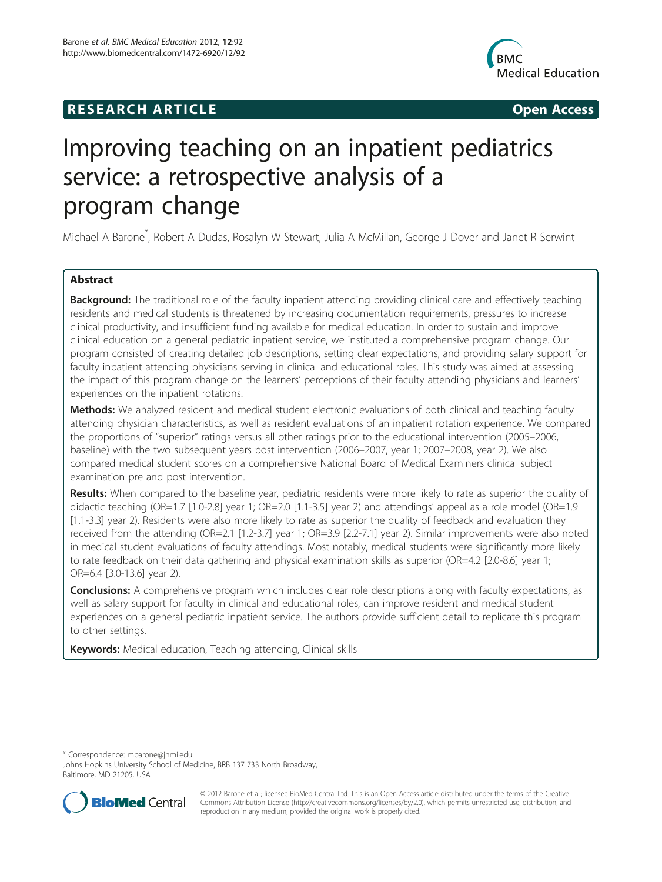**RESEARCH ARTICLE** **Open Access**

# Improving teaching on an inpatient pediatrics service: a retrospective analysis of a program change

Michael A Barone*, Robert A Dudas, Rosalyn W Stewart, Julia A McMillan, George J Dover and Janet R Serwint

## Abstract

**Background:** The traditional role of the faculty inpatient attending providing clinical care and effectively teaching residents and medical students is threatened by increasing documentation requirements, pressures to increase clinical productivity, and insufficient funding available for medical education. In order to sustain and improve clinical education on a general pediatric inpatient service, we instituted a comprehensive program change. Our program consisted of creating detailed job descriptions, setting clear expectations, and providing salary support for faculty inpatient attending physicians serving in clinical and educational roles. This study was aimed at assessing the impact of this program change on the learners' perceptions of their faculty attending physicians and learners' experiences on the inpatient rotations.

**Methods:** We analyzed resident and medical student electronic evaluations of both clinical and teaching faculty attending physician characteristics, as well as resident evaluations of an inpatient rotation experience. We compared the proportions of "superior" ratings versus all other ratings prior to the educational intervention (2005–2006, baseline) with the two subsequent years post intervention (2006–2007, year 1; 2007–2008, year 2). We also compared medical student scores on a comprehensive National Board of Medical Examiners clinical subject examination pre and post intervention.

**Results:** When compared to the baseline year, pediatric residents were more likely to rate as superior the quality of didactic teaching (OR=1.7 [1.0-2.8] year 1; OR=2.0 [1.1-3.5] year 2) and attendings' appeal as a role model (OR=1.9 [1.1-3.3] year 2). Residents were also more likely to rate as superior the quality of feedback and evaluation they received from the attending (OR=2.1 [1.2-3.7] year 1; OR=3.9 [2.2-7.1] year 2). Similar improvements were also noted in medical student evaluations of faculty attendings. Most notably, medical students were significantly more likely to rate feedback on their data gathering and physical examination skills as superior (OR=4.2 [2.0-8.6] year 1; OR=6.4 [3.0-13.6] year 2).

**Conclusions:** A comprehensive program which includes clear role descriptions along with faculty expectations, as well as salary support for faculty in clinical and educational roles, can improve resident and medical student experiences on a general pediatric inpatient service. The authors provide sufficient detail to replicate this program to other settings.

**Keywords:** Medical education, Teaching attending, Clinical skills

---

* Correspondence: mbarone@jhmi.edu
Johns Hopkins University School of Medicine, BRB 137 733 North Broadway, Baltimore, MD 21205, USA

© 2012 Barone et al.; licensee BioMed Central Ltd. This is an Open Access article distributed under the terms of the Creative Commons Attribution License (http://creativecommons.org/licenses/by/2.0), which permits unrestricted use, distribution, and reproduction in any medium, provided the original work is properly cited.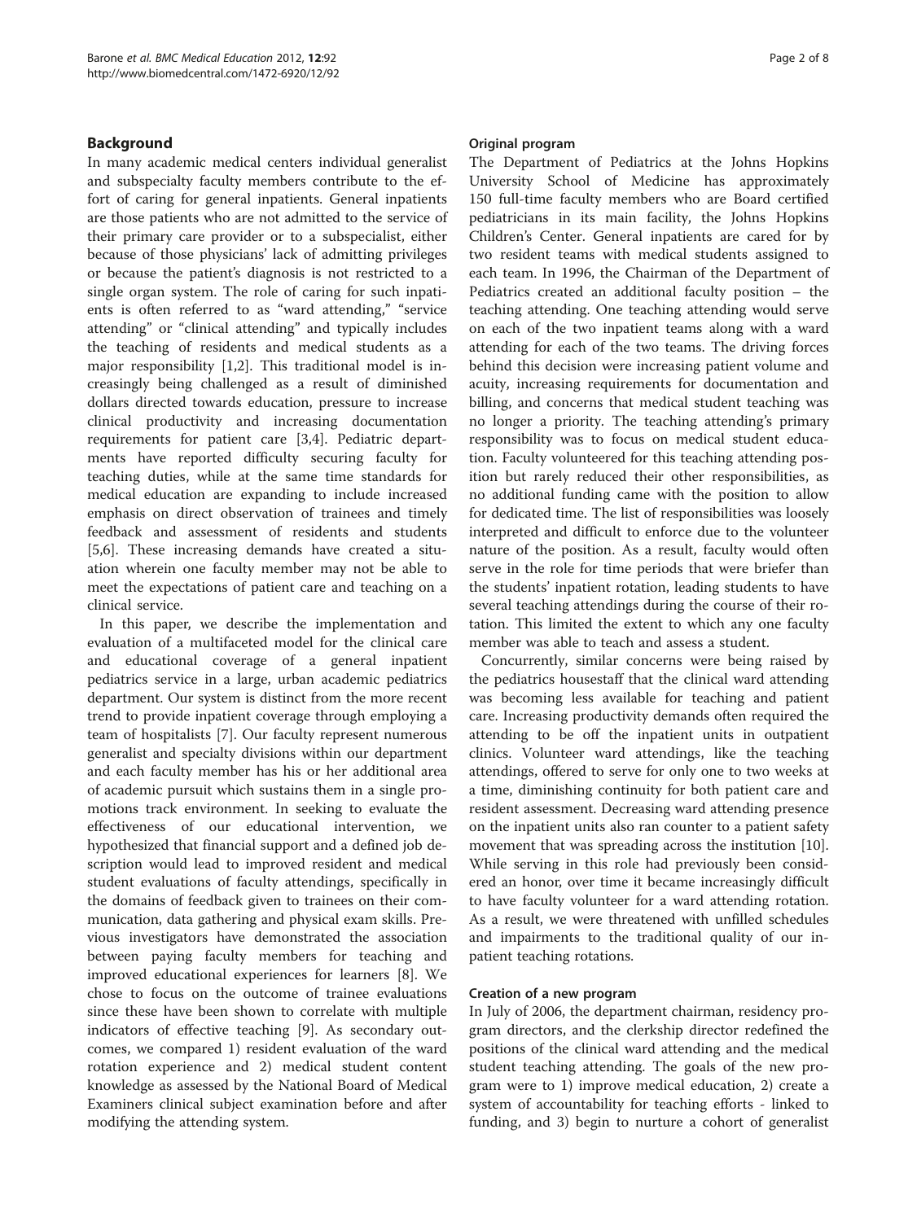## Background

In many academic medical centers individual generalist and subspecialty faculty members contribute to the effort of caring for general inpatients. General inpatients are those patients who are not admitted to the service of their primary care provider or to a subspecialist, either because of those physicians' lack of admitting privileges or because the patient's diagnosis is not restricted to a single organ system. The role of caring for such inpatients is often referred to as "ward attending," "service attending" or "clinical attending" and typically includes the teaching of residents and medical students as a major responsibility [1,2]. This traditional model is increasingly being challenged as a result of diminished dollars directed towards education, pressure to increase clinical productivity and increasing documentation requirements for patient care [3,4]. Pediatric departments have reported difficulty securing faculty for teaching duties, while at the same time standards for medical education are expanding to include increased emphasis on direct observation of trainees and timely feedback and assessment of residents and students [5,6]. These increasing demands have created a situation wherein one faculty member may not be able to meet the expectations of patient care and teaching on a clinical service.

In this paper, we describe the implementation and evaluation of a multifaceted model for the clinical care and educational coverage of a general inpatient pediatrics service in a large, urban academic pediatrics department. Our system is distinct from the more recent trend to provide inpatient coverage through employing a team of hospitalists [7]. Our faculty represent numerous generalist and specialty divisions within our department and each faculty member has his or her additional area of academic pursuit which sustains them in a single promotions track environment. In seeking to evaluate the effectiveness of our educational intervention, we hypothesized that financial support and a defined job description would lead to improved resident and medical student evaluations of faculty attendings, specifically in the domains of feedback given to trainees on their communication, data gathering and physical exam skills. Previous investigators have demonstrated the association between paying faculty members for teaching and improved educational experiences for learners [8]. We chose to focus on the outcome of trainee evaluations since these have been shown to correlate with multiple indicators of effective teaching [9]. As secondary outcomes, we compared 1) resident evaluation of the ward rotation experience and 2) medical student content knowledge as assessed by the National Board of Medical Examiners clinical subject examination before and after modifying the attending system.

### Original program

The Department of Pediatrics at the Johns Hopkins University School of Medicine has approximately 150 full-time faculty members who are Board certified pediatricians in its main facility, the Johns Hopkins Children's Center. General inpatients are cared for by two resident teams with medical students assigned to each team. In 1996, the Chairman of the Department of Pediatrics created an additional faculty position – the teaching attending. One teaching attending would serve on each of the two inpatient teams along with a ward attending for each of the two teams. The driving forces behind this decision were increasing patient volume and acuity, increasing requirements for documentation and billing, and concerns that medical student teaching was no longer a priority. The teaching attending's primary responsibility was to focus on medical student education. Faculty volunteered for this teaching attending position but rarely reduced their other responsibilities, as no additional funding came with the position to allow for dedicated time. The list of responsibilities was loosely interpreted and difficult to enforce due to the volunteer nature of the position. As a result, faculty would often serve in the role for time periods that were briefer than the students' inpatient rotation, leading students to have several teaching attendings during the course of their rotation. This limited the extent to which any one faculty member was able to teach and assess a student.

Concurrently, similar concerns were being raised by the pediatrics housestaff that the clinical ward attending was becoming less available for teaching and patient care. Increasing productivity demands often required the attending to be off the inpatient units in outpatient clinics. Volunteer ward attendings, like the teaching attendings, offered to serve for only one to two weeks at a time, diminishing continuity for both patient care and resident assessment. Decreasing ward attending presence on the inpatient units also ran counter to a patient safety movement that was spreading across the institution [10]. While serving in this role had previously been considered an honor, over time it became increasingly difficult to have faculty volunteer for a ward attending rotation. As a result, we were threatened with unfilled schedules and impairments to the traditional quality of our inpatient teaching rotations.

### Creation of a new program

In July of 2006, the department chairman, residency program directors, and the clerkship director redefined the positions of the clinical ward attending and the medical student teaching attending. The goals of the new program were to 1) improve medical education, 2) create a system of accountability for teaching efforts - linked to funding, and 3) begin to nurture a cohort of generalist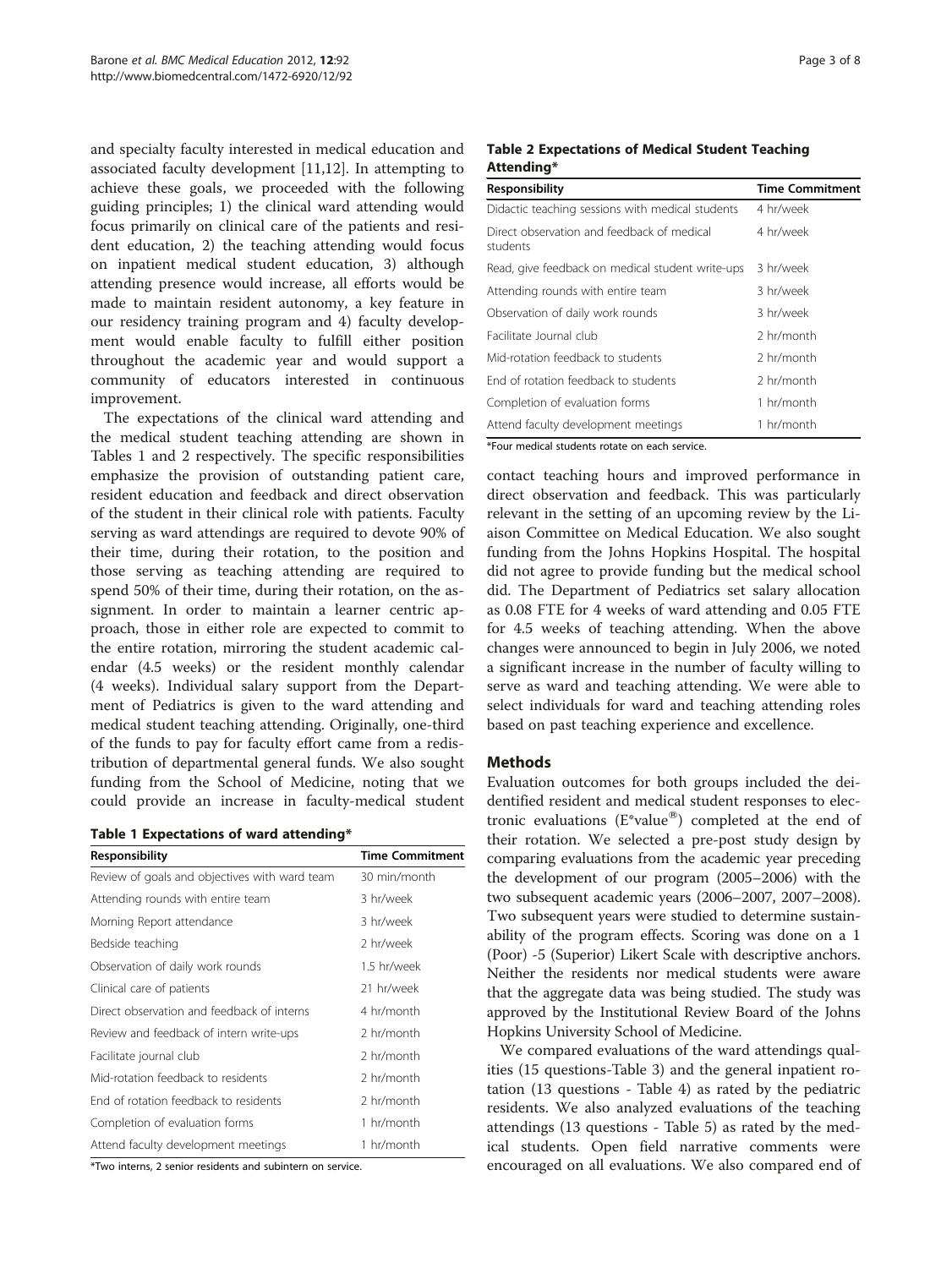and specialty faculty interested in medical education and associated faculty development [11,12]. In attempting to achieve these goals, we proceeded with the following guiding principles; 1) the clinical ward attending would focus primarily on clinical care of the patients and resident education, 2) the teaching attending would focus on inpatient medical student education, 3) although attending presence would increase, all efforts would be made to maintain resident autonomy, a key feature in our residency training program and 4) faculty development would enable faculty to fulfill either position throughout the academic year and would support a community of educators interested in continuous improvement.

The expectations of the clinical ward attending and the medical student teaching attending are shown in Tables 1 and 2 respectively. The specific responsibilities emphasize the provision of outstanding patient care, resident education and feedback and direct observation of the student in their clinical role with patients. Faculty serving as ward attendings are required to devote 90% of their time, during their rotation, to the position and those serving as teaching attending are required to spend 50% of their time, during their rotation, on the assignment. In order to maintain a learner centric approach, those in either role are expected to commit to the entire rotation, mirroring the student academic calendar (4.5 weeks) or the resident monthly calendar (4 weeks). Individual salary support from the Department of Pediatrics is given to the ward attending and medical student teaching attending. Originally, one-third of the funds to pay for faculty effort came from a redistribution of departmental general funds. We also sought funding from the School of Medicine, noting that we could provide an increase in faculty-medical student

**Table 1 Expectations of ward attending***

| Responsibility | Time Commitment |
|---|---|
| Review of goals and objectives with ward team | 30 min/month |
| Attending rounds with entire team | 3 hr/week |
| Morning Report attendance | 3 hr/week |
| Bedside teaching | 2 hr/week |
| Observation of daily work rounds | 1.5 hr/week |
| Clinical care of patients | 21 hr/week |
| Direct observation and feedback of interns | 4 hr/month |
| Review and feedback of intern write-ups | 2 hr/month |
| Facilitate journal club | 2 hr/month |
| Mid-rotation feedback to residents | 2 hr/month |
| End of rotation feedback to residents | 2 hr/month |
| Completion of evaluation forms | 1 hr/month |
| Attend faculty development meetings | 1 hr/month |

*Two interns, 2 senior residents and subintern on service.

**Table 2 Expectations of Medical Student Teaching Attending***

| Responsibility | Time Commitment |
|---|---|
| Didactic teaching sessions with medical students | 4 hr/week |
| Direct observation and feedback of medical students | 4 hr/week |
| Read, give feedback on medical student write-ups | 3 hr/week |
| Attending rounds with entire team | 3 hr/week |
| Observation of daily work rounds | 3 hr/week |
| Facilitate Journal club | 2 hr/month |
| Mid-rotation feedback to students | 2 hr/month |
| End of rotation feedback to students | 2 hr/month |
| Completion of evaluation forms | 1 hr/month |
| Attend faculty development meetings | 1 hr/month |

*Four medical students rotate on each service.

contact teaching hours and improved performance in direct observation and feedback. This was particularly relevant in the setting of an upcoming review by the Liaison Committee on Medical Education. We also sought funding from the Johns Hopkins Hospital. The hospital did not agree to provide funding but the medical school did. The Department of Pediatrics set salary allocation as 0.08 FTE for 4 weeks of ward attending and 0.05 FTE for 4.5 weeks of teaching attending. When the above changes were announced to begin in July 2006, we noted a significant increase in the number of faculty willing to serve as ward and teaching attending. We were able to select individuals for ward and teaching attending roles based on past teaching experience and excellence.

## Methods

Evaluation outcomes for both groups included the deidentified resident and medical student responses to electronic evaluations (E*value®) completed at the end of their rotation. We selected a pre-post study design by comparing evaluations from the academic year preceding the development of our program (2005–2006) with the two subsequent academic years (2006–2007, 2007–2008). Two subsequent years were studied to determine sustainability of the program effects. Scoring was done on a 1 (Poor) -5 (Superior) Likert Scale with descriptive anchors. Neither the residents nor medical students were aware that the aggregate data was being studied. The study was approved by the Institutional Review Board of the Johns Hopkins University School of Medicine.

We compared evaluations of the ward attendings qualities (15 questions-Table 3) and the general inpatient rotation (13 questions - Table 4) as rated by the pediatric residents. We also analyzed evaluations of the teaching attendings (13 questions - Table 5) as rated by the medical students. Open field narrative comments were encouraged on all evaluations. We also compared end of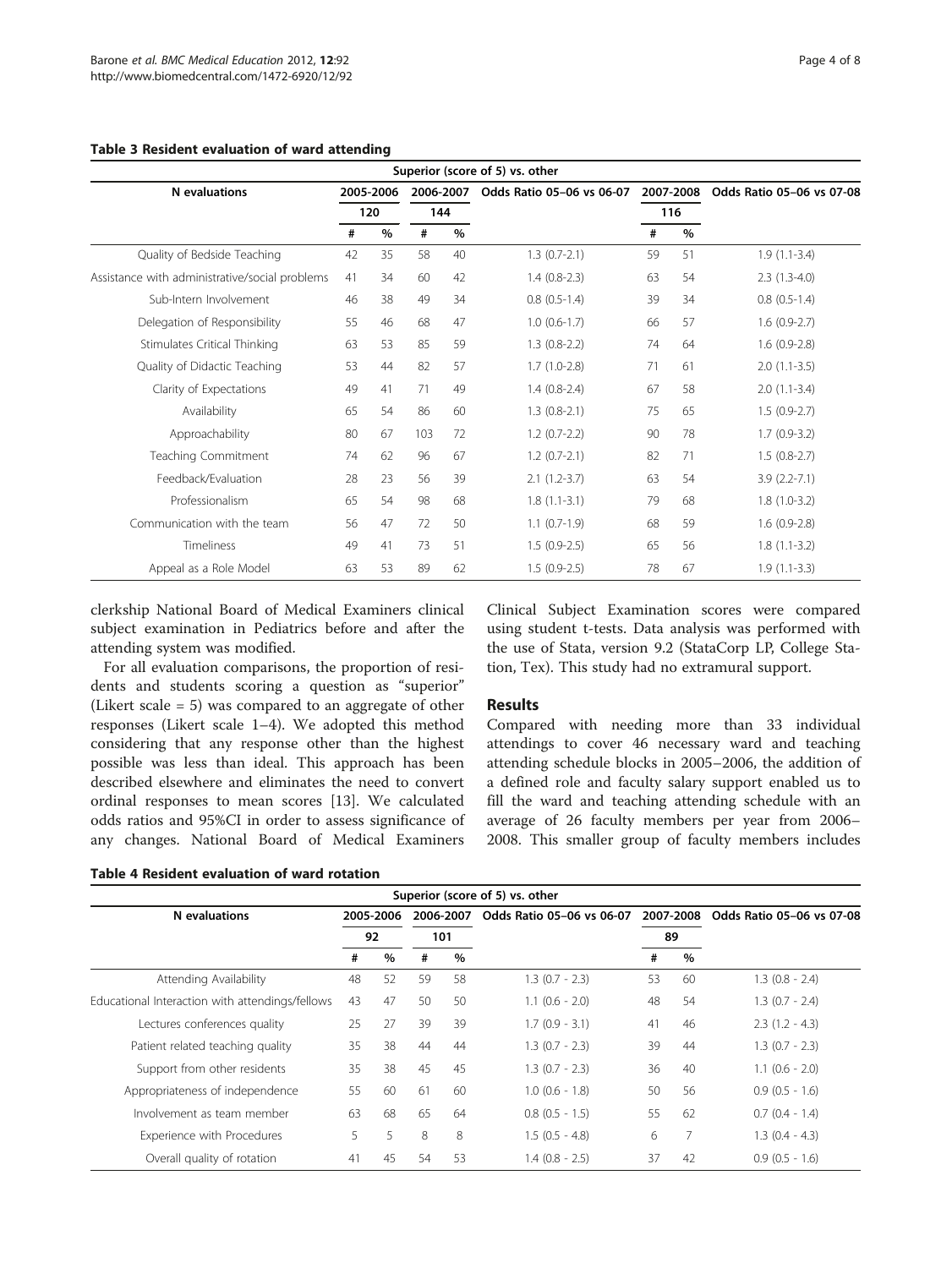**Table 3 Resident evaluation of ward attending**

| | Superior (score of 5) vs. other | | | | | | | |
|---|---|---|---|---|---|---|---|---|
| N evaluations | 2005-2006 | | 2006-2007 | | Odds Ratio 05–06 vs 06-07 | 2007-2008 | | Odds Ratio 05–06 vs 07-08 |
| | 120 | | 144 | | | 116 | | |
| | # | % | # | % | | # | % | |
| Quality of Bedside Teaching | 42 | 35 | 58 | 40 | 1.3 (0.7-2.1) | 59 | 51 | 1.9 (1.1-3.4) |
| Assistance with administrative/social problems | 41 | 34 | 60 | 42 | 1.4 (0.8-2.3) | 63 | 54 | 2.3 (1.3-4.0) |
| Sub-Intern Involvement | 46 | 38 | 49 | 34 | 0.8 (0.5-1.4) | 39 | 34 | 0.8 (0.5-1.4) |
| Delegation of Responsibility | 55 | 46 | 68 | 47 | 1.0 (0.6-1.7) | 66 | 57 | 1.6 (0.9-2.7) |
| Stimulates Critical Thinking | 63 | 53 | 85 | 59 | 1.3 (0.8-2.2) | 74 | 64 | 1.6 (0.9-2.8) |
| Quality of Didactic Teaching | 53 | 44 | 82 | 57 | 1.7 (1.0-2.8) | 71 | 61 | 2.0 (1.1-3.5) |
| Clarity of Expectations | 49 | 41 | 71 | 49 | 1.4 (0.8-2.4) | 67 | 58 | 2.0 (1.1-3.4) |
| Availability | 65 | 54 | 86 | 60 | 1.3 (0.8-2.1) | 75 | 65 | 1.5 (0.9-2.7) |
| Approachability | 80 | 67 | 103 | 72 | 1.2 (0.7-2.2) | 90 | 78 | 1.7 (0.9-3.2) |
| Teaching Commitment | 74 | 62 | 96 | 67 | 1.2 (0.7-2.1) | 82 | 71 | 1.5 (0.8-2.7) |
| Feedback/Evaluation | 28 | 23 | 56 | 39 | 2.1 (1.2-3.7) | 63 | 54 | 3.9 (2.2-7.1) |
| Professionalism | 65 | 54 | 98 | 68 | 1.8 (1.1-3.1) | 79 | 68 | 1.8 (1.0-3.2) |
| Communication with the team | 56 | 47 | 72 | 50 | 1.1 (0.7-1.9) | 68 | 59 | 1.6 (0.9-2.8) |
| Timeliness | 49 | 41 | 73 | 51 | 1.5 (0.9-2.5) | 65 | 56 | 1.8 (1.1-3.2) |
| Appeal as a Role Model | 63 | 53 | 89 | 62 | 1.5 (0.9-2.5) | 78 | 67 | 1.9 (1.1-3.3) |

clerkship National Board of Medical Examiners clinical subject examination in Pediatrics before and after the attending system was modified.

For all evaluation comparisons, the proportion of residents and students scoring a question as "superior" (Likert scale = 5) was compared to an aggregate of other responses (Likert scale 1–4). We adopted this method considering that any response other than the highest possible was less than ideal. This approach has been described elsewhere and eliminates the need to convert ordinal responses to mean scores [13]. We calculated odds ratios and 95%CI in order to assess significance of any changes. National Board of Medical Examiners Clinical Subject Examination scores were compared using student t-tests. Data analysis was performed with the use of Stata, version 9.2 (StataCorp LP, College Station, Tex). This study had no extramural support.

## Results

Compared with needing more than 33 individual attendings to cover 46 necessary ward and teaching attending schedule blocks in 2005–2006, the addition of a defined role and faculty salary support enabled us to fill the ward and teaching attending schedule with an average of 26 faculty members per year from 2006–2008. This smaller group of faculty members includes

**Table 4 Resident evaluation of ward rotation**

| | Superior (score of 5) vs. other | | | | | | | |
|---|---|---|---|---|---|---|---|---|
| N evaluations | 2005-2006 | | 2006-2007 | | Odds Ratio 05–06 vs 06-07 | 2007-2008 | | Odds Ratio 05–06 vs 07-08 |
| | 92 | | 101 | | | 89 | | |
| | # | % | # | % | | # | % | |
| Attending Availability | 48 | 52 | 59 | 58 | 1.3 (0.7 - 2.3) | 53 | 60 | 1.3 (0.8 - 2.4) |
| Educational Interaction with attendings/fellows | 43 | 47 | 50 | 50 | 1.1 (0.6 - 2.0) | 48 | 54 | 1.3 (0.7 - 2.4) |
| Lectures conferences quality | 25 | 27 | 39 | 39 | 1.7 (0.9 - 3.1) | 41 | 46 | 2.3 (1.2 - 4.3) |
| Patient related teaching quality | 35 | 38 | 44 | 44 | 1.3 (0.7 - 2.3) | 39 | 44 | 1.3 (0.7 - 2.3) |
| Support from other residents | 35 | 38 | 45 | 45 | 1.3 (0.7 - 2.3) | 36 | 40 | 1.1 (0.6 - 2.0) |
| Appropriateness of independence | 55 | 60 | 61 | 60 | 1.0 (0.6 - 1.8) | 50 | 56 | 0.9 (0.5 - 1.6) |
| Involvement as team member | 63 | 68 | 65 | 64 | 0.8 (0.5 - 1.5) | 55 | 62 | 0.7 (0.4 - 1.4) |
| Experience with Procedures | 5 | 5 | 8 | 8 | 1.5 (0.5 - 4.8) | 6 | 7 | 1.3 (0.4 - 4.3) |
| Overall quality of rotation | 41 | 45 | 54 | 53 | 1.4 (0.8 - 2.5) | 37 | 42 | 0.9 (0.5 - 1.6) |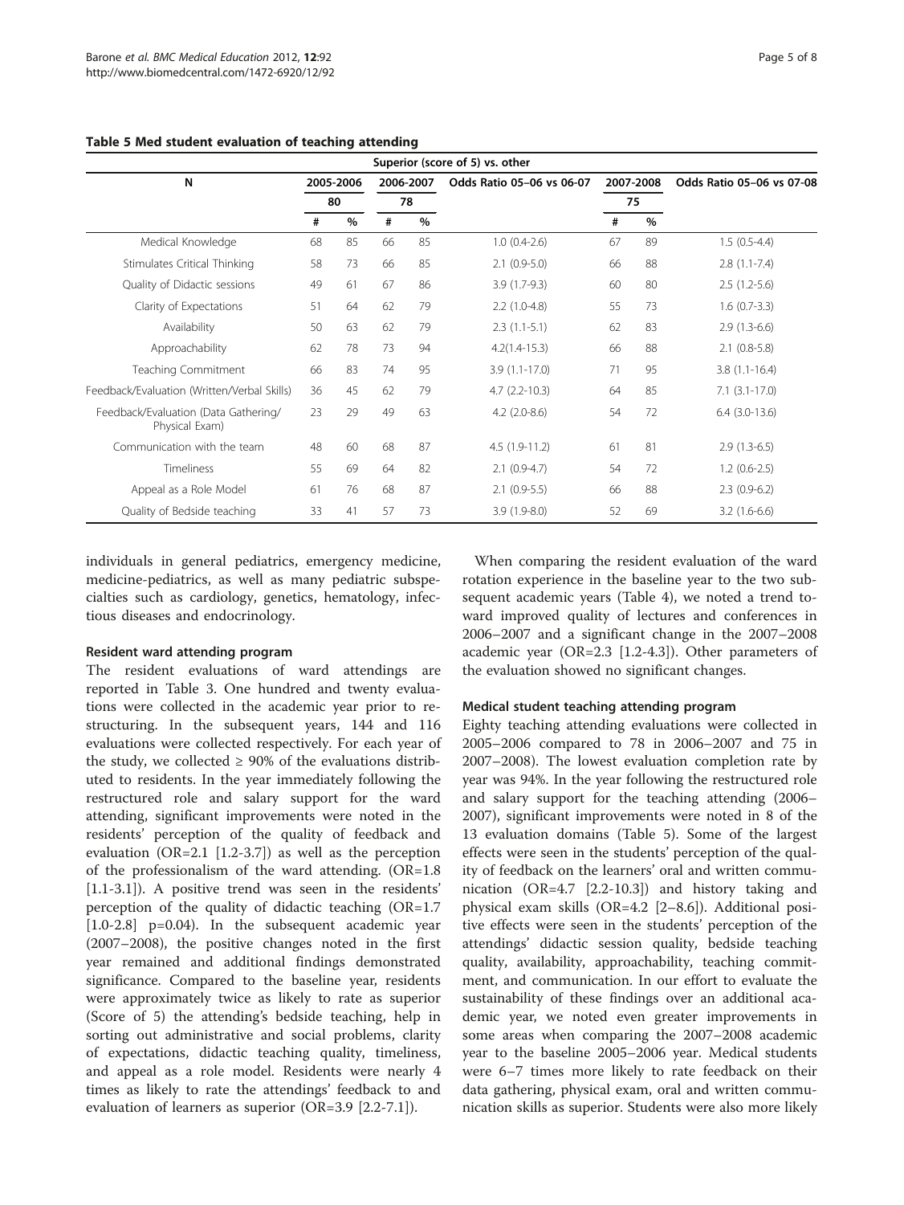**Table 5 Med student evaluation of teaching attending**

| | Superior (score of 5) vs. other | | | | | | | |
|---|---|---|---|---|---|---|---|---|
| N | 2005-2006 | | 2006-2007 | | Odds Ratio 05–06 vs 06-07 | 2007-2008 | | Odds Ratio 05–06 vs 07-08 |
| | 80 | | 78 | | | 75 | | |
| | # | % | # | % | | # | % | |
| Medical Knowledge | 68 | 85 | 66 | 85 | 1.0 (0.4-2.6) | 67 | 89 | 1.5 (0.5-4.4) |
| Stimulates Critical Thinking | 58 | 73 | 66 | 85 | 2.1 (0.9-5.0) | 66 | 88 | 2.8 (1.1-7.4) |
| Quality of Didactic sessions | 49 | 61 | 67 | 86 | 3.9 (1.7-9.3) | 60 | 80 | 2.5 (1.2-5.6) |
| Clarity of Expectations | 51 | 64 | 62 | 79 | 2.2 (1.0-4.8) | 55 | 73 | 1.6 (0.7-3.3) |
| Availability | 50 | 63 | 62 | 79 | 2.3 (1.1-5.1) | 62 | 83 | 2.9 (1.3-6.6) |
| Approachability | 62 | 78 | 73 | 94 | 4.2(1.4-15.3) | 66 | 88 | 2.1 (0.8-5.8) |
| Teaching Commitment | 66 | 83 | 74 | 95 | 3.9 (1.1-17.0) | 71 | 95 | 3.8 (1.1-16.4) |
| Feedback/Evaluation (Written/Verbal Skills) | 36 | 45 | 62 | 79 | 4.7 (2.2-10.3) | 64 | 85 | 7.1 (3.1-17.0) |
| Feedback/Evaluation (Data Gathering/ Physical Exam) | 23 | 29 | 49 | 63 | 4.2 (2.0-8.6) | 54 | 72 | 6.4 (3.0-13.6) |
| Communication with the team | 48 | 60 | 68 | 87 | 4.5 (1.9-11.2) | 61 | 81 | 2.9 (1.3-6.5) |
| Timeliness | 55 | 69 | 64 | 82 | 2.1 (0.9-4.7) | 54 | 72 | 1.2 (0.6-2.5) |
| Appeal as a Role Model | 61 | 76 | 68 | 87 | 2.1 (0.9-5.5) | 66 | 88 | 2.3 (0.9-6.2) |
| Quality of Bedside teaching | 33 | 41 | 57 | 73 | 3.9 (1.9-8.0) | 52 | 69 | 3.2 (1.6-6.6) |

individuals in general pediatrics, emergency medicine, medicine-pediatrics, as well as many pediatric subspecialties such as cardiology, genetics, hematology, infectious diseases and endocrinology.

### Resident ward attending program

The resident evaluations of ward attendings are reported in Table 3. One hundred and twenty evaluations were collected in the academic year prior to restructuring. In the subsequent years, 144 and 116 evaluations were collected respectively. For each year of the study, we collected ≥ 90% of the evaluations distributed to residents. In the year immediately following the restructured role and salary support for the ward attending, significant improvements were noted in the residents' perception of the quality of feedback and evaluation (OR=2.1 [1.2-3.7]) as well as the perception of the professionalism of the ward attending. (OR=1.8 [1.1-3.1]). A positive trend was seen in the residents' perception of the quality of didactic teaching (OR=1.7 [1.0-2.8] p=0.04). In the subsequent academic year (2007–2008), the positive changes noted in the first year remained and additional findings demonstrated significance. Compared to the baseline year, residents were approximately twice as likely to rate as superior (Score of 5) the attending's bedside teaching, help in sorting out administrative and social problems, clarity of expectations, didactic teaching quality, timeliness, and appeal as a role model. Residents were nearly 4 times as likely to rate the attendings' feedback to and evaluation of learners as superior (OR=3.9 [2.2-7.1]).

When comparing the resident evaluation of the ward rotation experience in the baseline year to the two subsequent academic years (Table 4), we noted a trend toward improved quality of lectures and conferences in 2006–2007 and a significant change in the 2007–2008 academic year (OR=2.3 [1.2-4.3]). Other parameters of the evaluation showed no significant changes.

### Medical student teaching attending program

Eighty teaching attending evaluations were collected in 2005–2006 compared to 78 in 2006–2007 and 75 in 2007–2008). The lowest evaluation completion rate by year was 94%. In the year following the restructured role and salary support for the teaching attending (2006–2007), significant improvements were noted in 8 of the 13 evaluation domains (Table 5). Some of the largest effects were seen in the students' perception of the quality of feedback on the learners' oral and written communication (OR=4.7 [2.2-10.3]) and history taking and physical exam skills (OR=4.2 [2–8.6]). Additional positive effects were seen in the students' perception of the attendings' didactic session quality, bedside teaching quality, availability, approachability, teaching commitment, and communication. In our effort to evaluate the sustainability of these findings over an additional academic year, we noted even greater improvements in some areas when comparing the 2007–2008 academic year to the baseline 2005–2006 year. Medical students were 6–7 times more likely to rate feedback on their data gathering, physical exam, oral and written communication skills as superior. Students were also more likely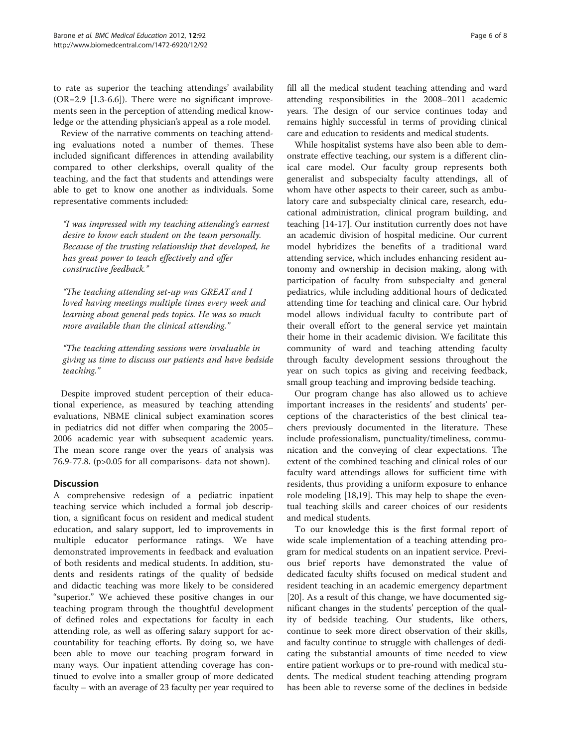to rate as superior the teaching attendings' availability (OR=2.9 [1.3-6.6]). There were no significant improvements seen in the perception of attending medical knowledge or the attending physician's appeal as a role model.

Review of the narrative comments on teaching attending evaluations noted a number of themes. These included significant differences in attending availability compared to other clerkships, overall quality of the teaching, and the fact that students and attendings were able to get to know one another as individuals. Some representative comments included:

*"I was impressed with my teaching attending's earnest desire to know each student on the team personally. Because of the trusting relationship that developed, he has great power to teach effectively and offer constructive feedback."*

*"The teaching attending set-up was GREAT and I loved having meetings multiple times every week and learning about general peds topics. He was so much more available than the clinical attending."*

*"The teaching attending sessions were invaluable in giving us time to discuss our patients and have bedside teaching."*

Despite improved student perception of their educational experience, as measured by teaching attending evaluations, NBME clinical subject examination scores in pediatrics did not differ when comparing the 2005–2006 academic year with subsequent academic years. The mean score range over the years of analysis was 76.9-77.8. (p>0.05 for all comparisons- data not shown).

## Discussion

A comprehensive redesign of a pediatric inpatient teaching service which included a formal job description, a significant focus on resident and medical student education, and salary support, led to improvements in multiple educator performance ratings. We have demonstrated improvements in feedback and evaluation of both residents and medical students. In addition, students and residents ratings of the quality of bedside and didactic teaching was more likely to be considered "superior." We achieved these positive changes in our teaching program through the thoughtful development of defined roles and expectations for faculty in each attending role, as well as offering salary support for accountability for teaching efforts. By doing so, we have been able to move our teaching program forward in many ways. Our inpatient attending coverage has continued to evolve into a smaller group of more dedicated faculty – with an average of 23 faculty per year required to fill all the medical student teaching attending and ward attending responsibilities in the 2008–2011 academic years. The design of our service continues today and remains highly successful in terms of providing clinical care and education to residents and medical students.

While hospitalist systems have also been able to demonstrate effective teaching, our system is a different clinical care model. Our faculty group represents both generalist and subspecialty faculty attendings, all of whom have other aspects to their career, such as ambulatory care and subspecialty clinical care, research, educational administration, clinical program building, and teaching [14-17]. Our institution currently does not have an academic division of hospital medicine. Our current model hybridizes the benefits of a traditional ward attending service, which includes enhancing resident autonomy and ownership in decision making, along with participation of faculty from subspecialty and general pediatrics, while including additional hours of dedicated attending time for teaching and clinical care. Our hybrid model allows individual faculty to contribute part of their overall effort to the general service yet maintain their home in their academic division. We facilitate this community of ward and teaching attending faculty through faculty development sessions throughout the year on such topics as giving and receiving feedback, small group teaching and improving bedside teaching.

Our program change has also allowed us to achieve important increases in the residents' and students' perceptions of the characteristics of the best clinical teachers previously documented in the literature. These include professionalism, punctuality/timeliness, communication and the conveying of clear expectations. The extent of the combined teaching and clinical roles of our faculty ward attendings allows for sufficient time with residents, thus providing a uniform exposure to enhance role modeling [18,19]. This may help to shape the eventual teaching skills and career choices of our residents and medical students.

To our knowledge this is the first formal report of wide scale implementation of a teaching attending program for medical students on an inpatient service. Previous brief reports have demonstrated the value of dedicated faculty shifts focused on medical student and resident teaching in an academic emergency department [20]. As a result of this change, we have documented significant changes in the students' perception of the quality of bedside teaching. Our students, like others, continue to seek more direct observation of their skills, and faculty continue to struggle with challenges of dedicating the substantial amounts of time needed to view entire patient workups or to pre-round with medical students. The medical student teaching attending program has been able to reverse some of the declines in bedside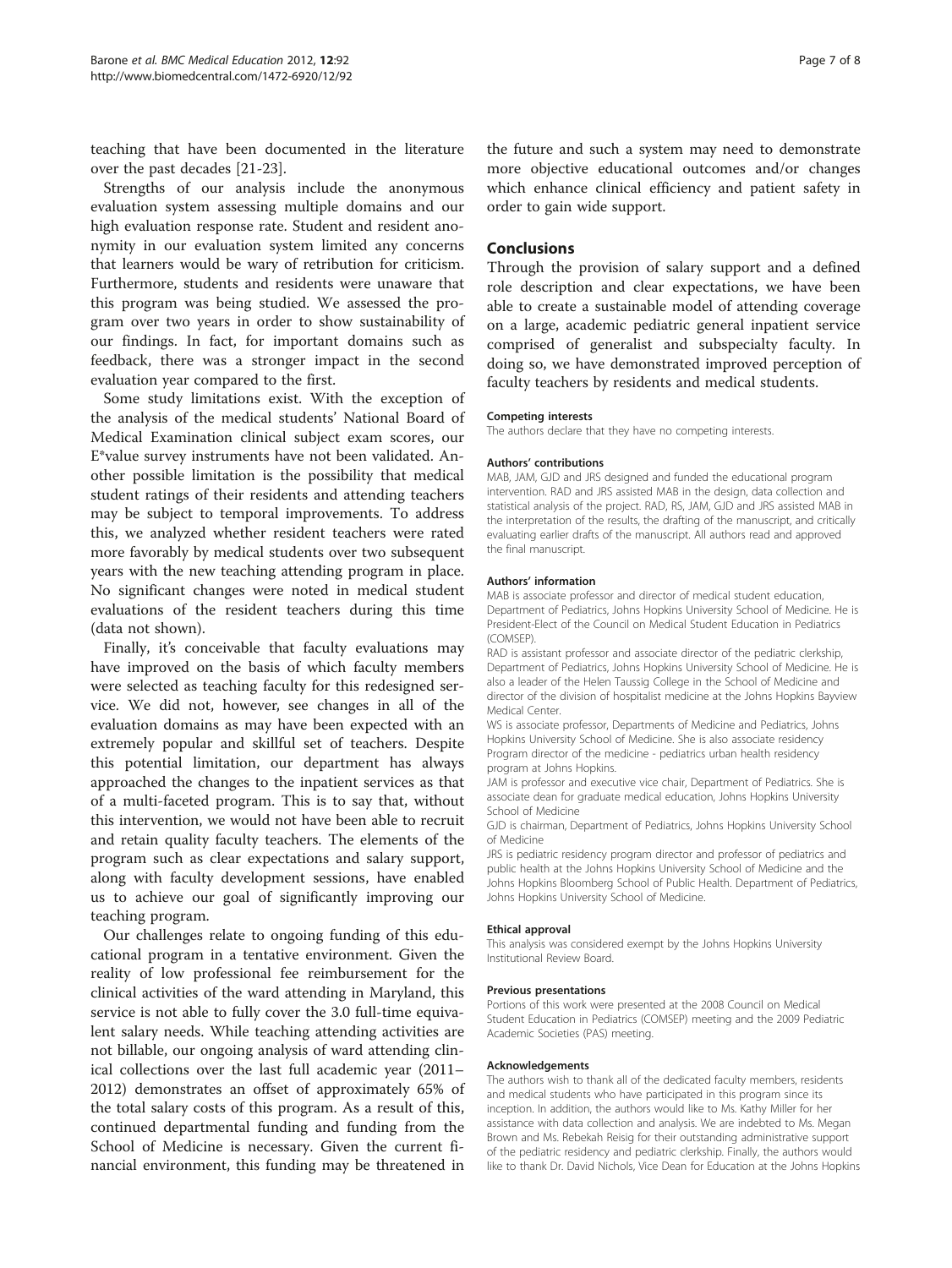teaching that have been documented in the literature over the past decades [21-23].

Strengths of our analysis include the anonymous evaluation system assessing multiple domains and our high evaluation response rate. Student and resident anonymity in our evaluation system limited any concerns that learners would be wary of retribution for criticism. Furthermore, students and residents were unaware that this program was being studied. We assessed the program over two years in order to show sustainability of our findings. In fact, for important domains such as feedback, there was a stronger impact in the second evaluation year compared to the first.

Some study limitations exist. With the exception of the analysis of the medical students' National Board of Medical Examination clinical subject exam scores, our E*value survey instruments have not been validated. Another possible limitation is the possibility that medical student ratings of their residents and attending teachers may be subject to temporal improvements. To address this, we analyzed whether resident teachers were rated more favorably by medical students over two subsequent years with the new teaching attending program in place. No significant changes were noted in medical student evaluations of the resident teachers during this time (data not shown).

Finally, it's conceivable that faculty evaluations may have improved on the basis of which faculty members were selected as teaching faculty for this redesigned service. We did not, however, see changes in all of the evaluation domains as may have been expected with an extremely popular and skillful set of teachers. Despite this potential limitation, our department has always approached the changes to the inpatient services as that of a multi-faceted program. This is to say that, without this intervention, we would not have been able to recruit and retain quality faculty teachers. The elements of the program such as clear expectations and salary support, along with faculty development sessions, have enabled us to achieve our goal of significantly improving our teaching program.

Our challenges relate to ongoing funding of this educational program in a tentative environment. Given the reality of low professional fee reimbursement for the clinical activities of the ward attending in Maryland, this service is not able to fully cover the 3.0 full-time equivalent salary needs. While teaching attending activities are not billable, our ongoing analysis of ward attending clinical collections over the last full academic year (2011–2012) demonstrates an offset of approximately 65% of the total salary costs of this program. As a result of this, continued departmental funding and funding from the School of Medicine is necessary. Given the current financial environment, this funding may be threatened in the future and such a system may need to demonstrate more objective educational outcomes and/or changes which enhance clinical efficiency and patient safety in order to gain wide support.

## Conclusions

Through the provision of salary support and a defined role description and clear expectations, we have been able to create a sustainable model of attending coverage on a large, academic pediatric general inpatient service comprised of generalist and subspecialty faculty. In doing so, we have demonstrated improved perception of faculty teachers by residents and medical students.

#### Competing interests

The authors declare that they have no competing interests.

#### Authors' contributions

MAB, JAM, GJD and JRS designed and funded the educational program intervention. RAD and JRS assisted MAB in the design, data collection and statistical analysis of the project. RAD, RS, JAM, GJD and JRS assisted MAB in the interpretation of the results, the drafting of the manuscript, and critically evaluating earlier drafts of the manuscript. All authors read and approved the final manuscript.

#### Authors' information

MAB is associate professor and director of medical student education, Department of Pediatrics, Johns Hopkins University School of Medicine. He is President-Elect of the Council on Medical Student Education in Pediatrics (COMSEP).

RAD is assistant professor and associate director of the pediatric clerkship, Department of Pediatrics, Johns Hopkins University School of Medicine. He is also a leader of the Helen Taussig College in the School of Medicine and director of the division of hospitalist medicine at the Johns Hopkins Bayview Medical Center.

WS is associate professor, Departments of Medicine and Pediatrics, Johns Hopkins University School of Medicine. She is also associate residency Program director of the medicine - pediatrics urban health residency program at Johns Hopkins.

JAM is professor and executive vice chair, Department of Pediatrics. She is associate dean for graduate medical education, Johns Hopkins University School of Medicine

GJD is chairman, Department of Pediatrics, Johns Hopkins University School of Medicine

JRS is pediatric residency program director and professor of pediatrics and public health at the Johns Hopkins University School of Medicine and the Johns Hopkins Bloomberg School of Public Health. Department of Pediatrics, Johns Hopkins University School of Medicine.

#### Ethical approval

This analysis was considered exempt by the Johns Hopkins University Institutional Review Board.

#### Previous presentations

Portions of this work were presented at the 2008 Council on Medical Student Education in Pediatrics (COMSEP) meeting and the 2009 Pediatric Academic Societies (PAS) meeting.

#### Acknowledgements

The authors wish to thank all of the dedicated faculty members, residents and medical students who have participated in this program since its inception. In addition, the authors would like to Ms. Kathy Miller for her assistance with data collection and analysis. We are indebted to Ms. Megan Brown and Ms. Rebekah Reisig for their outstanding administrative support of the pediatric residency and pediatric clerkship. Finally, the authors would like to thank Dr. David Nichols, Vice Dean for Education at the Johns Hopkins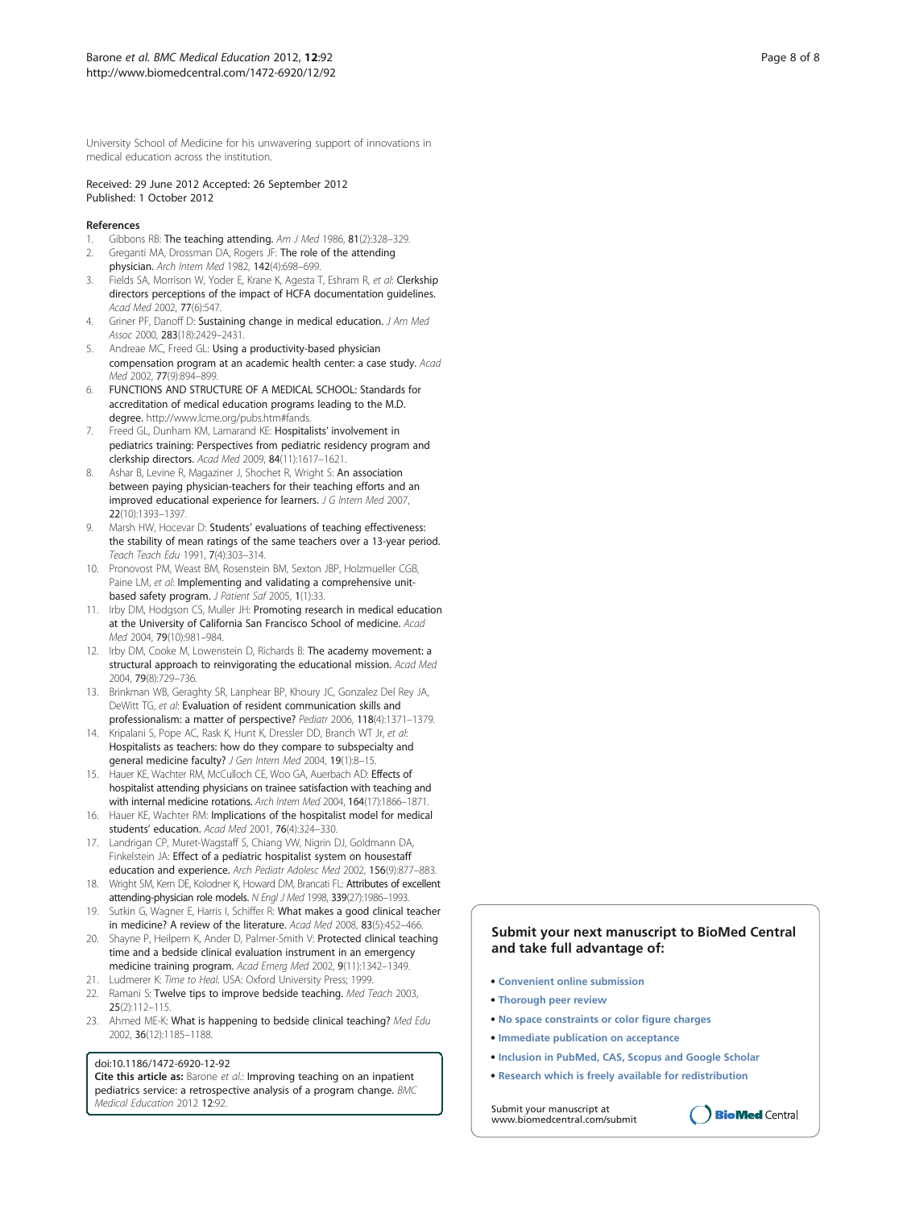University School of Medicine for his unwavering support of innovations in medical education across the institution.

Received: 29 June 2012 Accepted: 26 September 2012
Published: 1 October 2012

## References

1. Gibbons RB: **The teaching attending.** *Am J Med* 1986, **81**(2):328–329.
2. Greganti MA, Drossman DA, Rogers JF: **The role of the attending physician.** *Arch Intern Med* 1982, **142**(4):698–699.
3. Fields SA, Morrison W, Yoder E, Krane K, Agesta T, Eshram R, *et al*: **Clerkship directors perceptions of the impact of HCFA documentation guidelines.** *Acad Med* 2002, **77**(6):547.
4. Griner PF, Danoff D: **Sustaining change in medical education.** *J Am Med Assoc* 2000, **283**(18):2429–2431.
5. Andreae MC, Freed GL: **Using a productivity-based physician compensation program at an academic health center: a case study.** *Acad Med* 2002, **77**(9):894–899.
6. **FUNCTIONS AND STRUCTURE OF A MEDICAL SCHOOL: Standards for accreditation of medical education programs leading to the M.D. degree.** http://www.lcme.org/pubs.htm#fands.
7. Freed GL, Dunham KM, Lamarand KE: **Hospitalists' involvement in pediatrics training: Perspectives from pediatric residency program and clerkship directors.** *Acad Med* 2009, **84**(11):1617–1621.
8. Ashar B, Levine R, Magaziner J, Shochet R, Wright S: **An association between paying physician-teachers for their teaching efforts and an improved educational experience for learners.** *J G Intern Med* 2007, **22**(10):1393–1397.
9. Marsh HW, Hocevar D: **Students' evaluations of teaching effectiveness: the stability of mean ratings of the same teachers over a 13-year period.** *Teach Teach Edu* 1991, **7**(4):303–314.
10. Pronovost PM, Weast BM, Rosenstein BM, Sexton JBP, Holzmueller CGB, Paine LM, *et al*: **Implementing and validating a comprehensive unit-based safety program.** *J Patient Saf* 2005, **1**(1):33.
11. Irby DM, Hodgson CS, Muller JH: **Promoting research in medical education at the University of California San Francisco School of medicine.** *Acad Med* 2004, **79**(10):981–984.
12. Irby DM, Cooke M, Lowenstein D, Richards B: **The academy movement: a structural approach to reinvigorating the educational mission.** *Acad Med* 2004, **79**(8):729–736.
13. Brinkman WB, Geraghty SR, Lanphear BP, Khoury JC, Gonzalez Del Rey JA, DeWitt TG, *et al*: **Evaluation of resident communication skills and professionalism: a matter of perspective?** *Pediatr* 2006, **118**(4):1371–1379.
14. Kripalani S, Pope AC, Rask K, Hunt K, Dressler DD, Branch WT Jr, *et al*: **Hospitalists as teachers: how do they compare to subspecialty and general medicine faculty?** *J Gen Intern Med* 2004, **19**(1):8–15.
15. Hauer KE, Wachter RM, McCulloch CE, Woo GA, Auerbach AD: **Effects of hospitalist attending physicians on trainee satisfaction with teaching and with internal medicine rotations.** *Arch Intern Med* 2004, **164**(17):1866–1871.
16. Hauer KE, Wachter RM: **Implications of the hospitalist model for medical students' education.** *Acad Med* 2001, **76**(4):324–330.
17. Landrigan CP, Muret-Wagstaff S, Chiang VW, Nigrin DJ, Goldmann DA, Finkelstein JA: **Effect of a pediatric hospitalist system on housestaff education and experience.** *Arch Pediatr Adolesc Med* 2002, **156**(9):877–883.
18. Wright SM, Kern DE, Kolodner K, Howard DM, Brancati FL: **Attributes of excellent attending-physician role models.** *N Engl J Med* 1998, **339**(27):1986–1993.
19. Sutkin G, Wagner E, Harris I, Schiffer R: **What makes a good clinical teacher in medicine? A review of the literature.** *Acad Med* 2008, **83**(5):452–466.
20. Shayne P, Heilpern K, Ander D, Palmer-Smith V: **Protected clinical teaching time and a bedside clinical evaluation instrument in an emergency medicine training program.** *Acad Emerg Med* 2002, **9**(11):1342–1349.
21. Ludmerer K: *Time to Heal.* USA: Oxford University Press; 1999.
22. Ramani S: **Twelve tips to improve bedside teaching.** *Med Teach* 2003, **25**(2):112–115.
23. Ahmed ME-K: **What is happening to bedside clinical teaching?** *Med Edu* 2002, **36**(12):1185–1188.

doi:10.1186/1472-6920-12-92
**Cite this article as:** Barone *et al.*: Improving teaching on an inpatient pediatrics service: a retrospective analysis of a program change. *BMC Medical Education* 2012 **12**:92.

**Submit your next manuscript to BioMed Central and take full advantage of:**

- **Convenient online submission**
- **Thorough peer review**
- **No space constraints or color figure charges**
- **Immediate publication on acceptance**
- **Inclusion in PubMed, CAS, Scopus and Google Scholar**
- **Research which is freely available for redistribution**

Submit your manuscript at
www.biomedcentral.com/submit

BioMed Central